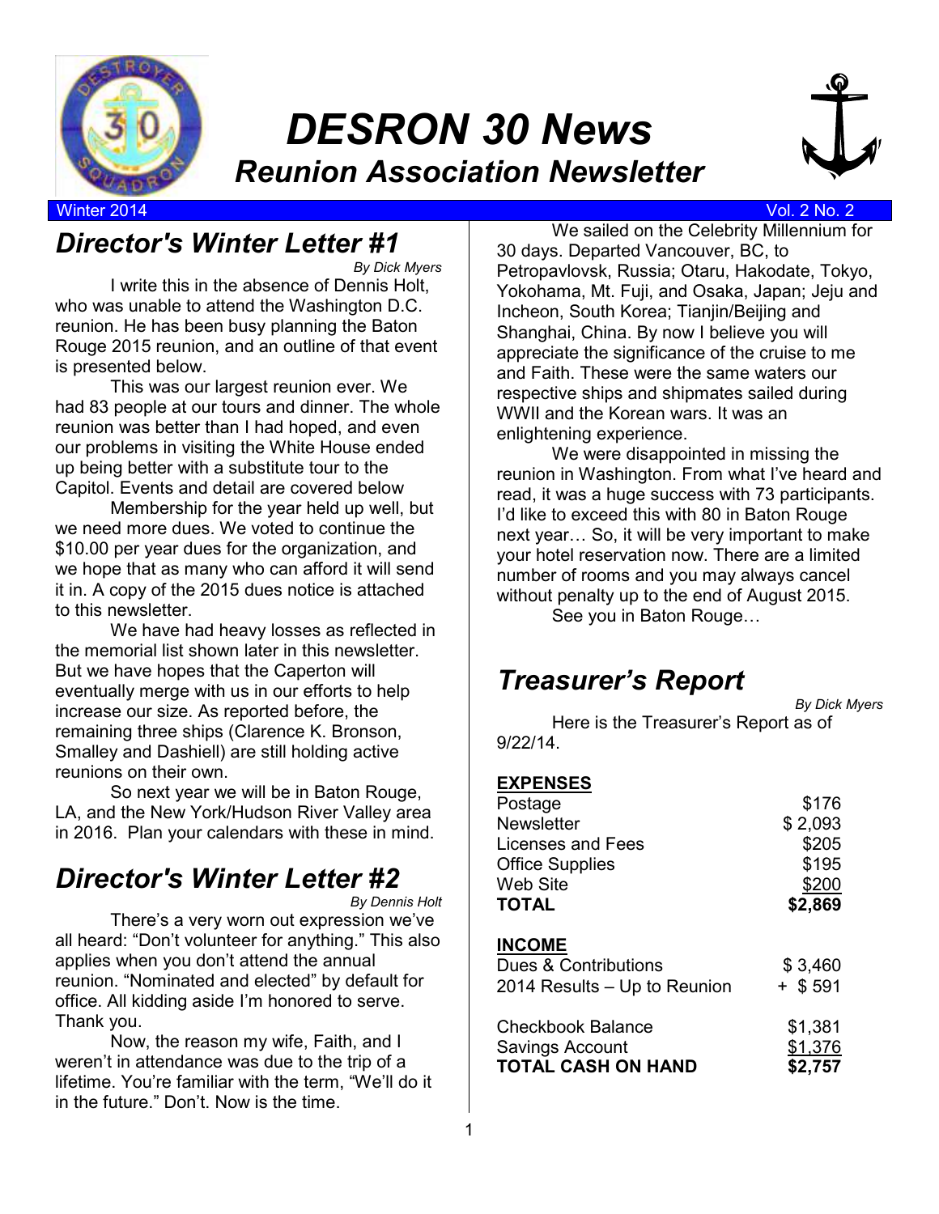# DESRON 30 News

## Reunion Association Newsletter

Winter 2014 Vol. 2 No. 2

## Director's Winter Letter #1

*By Dick Myers*

I write this in the absence of Dennis Holt, who was unable to attend the Washington D.C. reunion. He has been busy planning the Baton Rouge 2015 reunion, and an outline of that event is presented below.

This was our largest reunion ever. We had 83 people at our tours and dinner. The whole reunion was better than I had hoped, and even our problems in visiting the White House ended up being better with a substitute tour to the Capitol. Events and detail are covered below

Membership for the year held up well, but we need more dues. We voted to continue the $10.00 per year dues for the organization, and we hope that as many who can afford it will send it in. A copy of the 2015 dues notice is attached to this newsletter.

We have had heavy losses as reflected in the memorial list shown later in this newsletter. But we have hopes that the Caperton will eventually merge with us in our efforts to help increase our size. As reported before, the remaining three ships (Clarence K. Bronson, Smalley and Dashiell) are still holding active reunions on their own.

So next year we will be in Baton Rouge, LA, and the New York/Hudson River Valley area in 2016. Plan your calendars with these in mind.

## Director's Winter Letter #2

*By Dennis Holt*

There's a very worn out expression we've all heard: "Don't volunteer for anything." This also applies when you don't attend the annual reunion. "Nominated and elected" by default for office. All kidding aside I'm honored to serve. Thank you.

Now, the reason my wife, Faith, and I weren't in attendance was due to the trip of a lifetime. You're familiar with the term, "We'll do it in the future." Don't. Now is the time.

We sailed on the Celebrity Millennium for 30 days. Departed Vancouver, BC, to Petropavlovsk, Russia; Otaru, Hakodate, Tokyo, Yokohama, Mt. Fuji, and Osaka, Japan; Jeju and Incheon, South Korea; Tianjin/Beijing and Shanghai, China. By now I believe you will appreciate the significance of the cruise to me and Faith. These were the same waters our respective ships and shipmates sailed during WWII and the Korean wars. It was an enlightening experience.

We were disappointed in missing the reunion in Washington. From what I've heard and read, it was a huge success with 73 participants. I'd like to exceed this with 80 in Baton Rouge next year… So, it will be very important to make your hotel reservation now. There are a limited number of rooms and you may always cancel without penalty up to the end of August 2015.

See you in Baton Rouge…

## Treasurer's Report

*By Dick Myers*

Here is the Treasurer's Report as of 9/22/14.

| **EXPENSES** | |
|---|---|
| Postage | $176 |
| Newsletter | $ 2,093 |
| Licenses and Fees | $205 |
| Office Supplies | $195 |
| Web Site | $200 |
| **TOTAL** | **$2,869** |

| **INCOME** | |
|---|---|
| Dues & Contributions | $ 3,460 |
| 2014 Results – Up to Reunion | + $ 591 |
| | |
| Checkbook Balance | $1,381 |
| Savings Account | $1,376 |
| **TOTAL CASH ON HAND** | **$2,757** |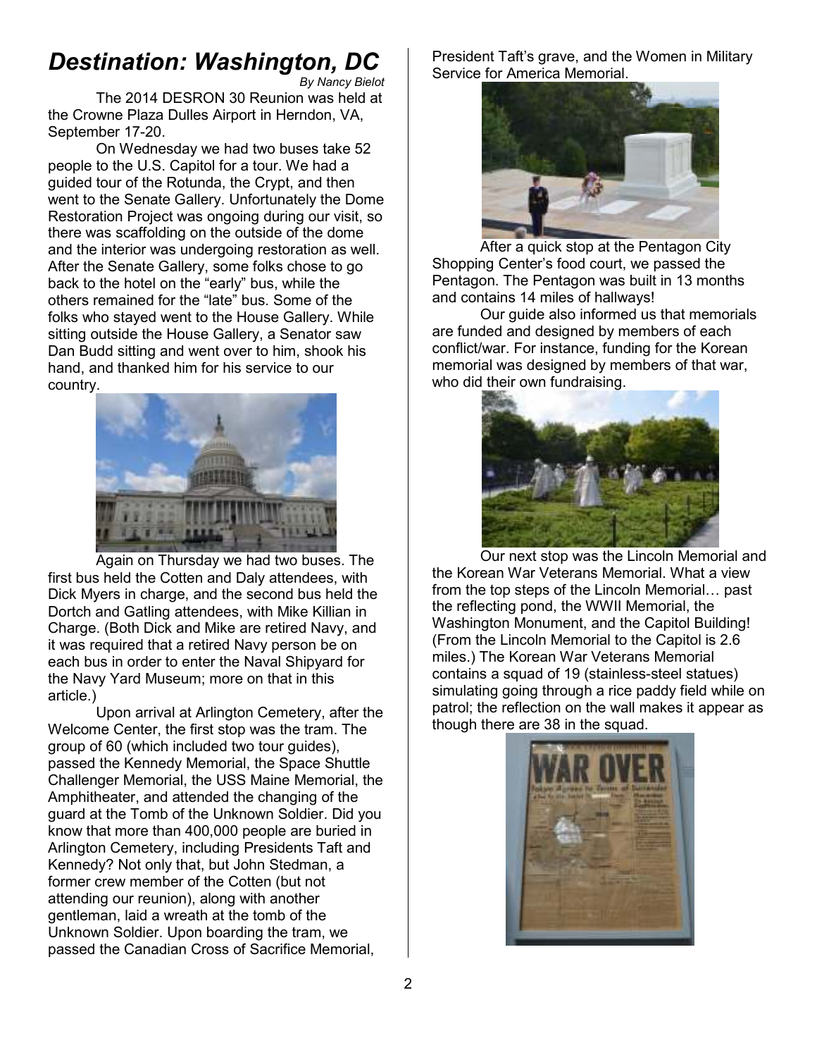# *Destination: Washington, DC*

*By Nancy Bielot*

The 2014 DESRON 30 Reunion was held at the Crowne Plaza Dulles Airport in Herndon, VA, September 17-20.

On Wednesday we had two buses take 52 people to the U.S. Capitol for a tour. We had a guided tour of the Rotunda, the Crypt, and then went to the Senate Gallery. Unfortunately the Dome Restoration Project was ongoing during our visit, so there was scaffolding on the outside of the dome and the interior was undergoing restoration as well. After the Senate Gallery, some folks chose to go back to the hotel on the "early" bus, while the others remained for the "late" bus. Some of the folks who stayed went to the House Gallery. While sitting outside the House Gallery, a Senator saw Dan Budd sitting and went over to him, shook his hand, and thanked him for his service to our country.

Again on Thursday we had two buses. The first bus held the Cotten and Daly attendees, with Dick Myers in charge, and the second bus held the Dortch and Gatling attendees, with Mike Killian in Charge. (Both Dick and Mike are retired Navy, and it was required that a retired Navy person be on each bus in order to enter the Naval Shipyard for the Navy Yard Museum; more on that in this article.)

Upon arrival at Arlington Cemetery, after the Welcome Center, the first stop was the tram. The group of 60 (which included two tour guides), passed the Kennedy Memorial, the Space Shuttle Challenger Memorial, the USS Maine Memorial, the Amphitheater, and attended the changing of the guard at the Tomb of the Unknown Soldier. Did you know that more than 400,000 people are buried in Arlington Cemetery, including Presidents Taft and Kennedy? Not only that, but John Stedman, a former crew member of the Cotten (but not attending our reunion), along with another gentleman, laid a wreath at the tomb of the Unknown Soldier. Upon boarding the tram, we passed the Canadian Cross of Sacrifice Memorial, President Taft's grave, and the Women in Military Service for America Memorial.

After a quick stop at the Pentagon City Shopping Center's food court, we passed the Pentagon. The Pentagon was built in 13 months and contains 14 miles of hallways!

Our guide also informed us that memorials are funded and designed by members of each conflict/war. For instance, funding for the Korean memorial was designed by members of that war, who did their own fundraising.

Our next stop was the Lincoln Memorial and the Korean War Veterans Memorial. What a view from the top steps of the Lincoln Memorial… past the reflecting pond, the WWII Memorial, the Washington Monument, and the Capitol Building! (From the Lincoln Memorial to the Capitol is 2.6 miles.) The Korean War Veterans Memorial contains a squad of 19 (stainless-steel statues) simulating going through a rice paddy field while on patrol; the reflection on the wall makes it appear as though there are 38 in the squad.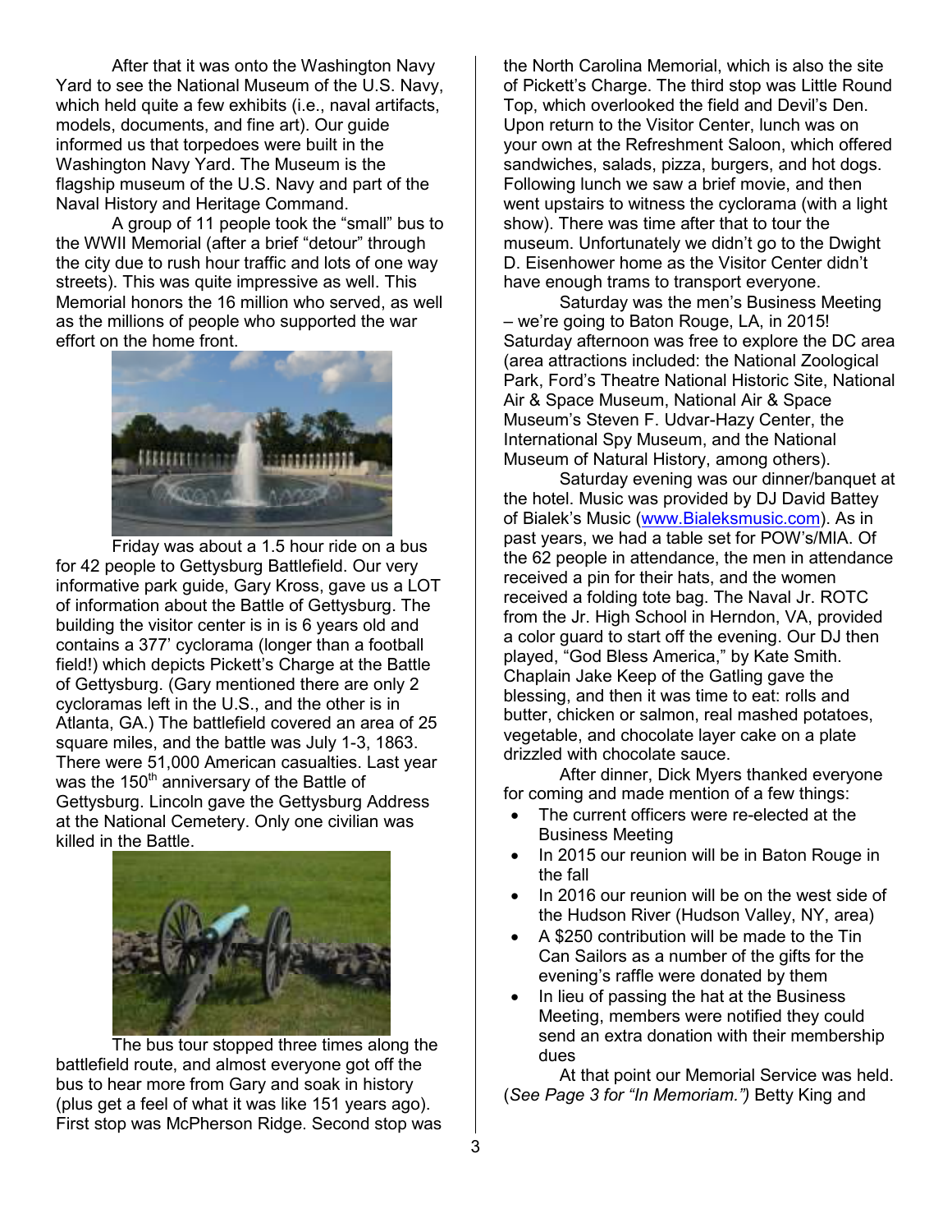After that it was onto the Washington Navy Yard to see the National Museum of the U.S. Navy, which held quite a few exhibits (i.e., naval artifacts, models, documents, and fine art). Our guide informed us that torpedoes were built in the Washington Navy Yard. The Museum is the flagship museum of the U.S. Navy and part of the Naval History and Heritage Command.

A group of 11 people took the "small" bus to the WWII Memorial (after a brief "detour" through the city due to rush hour traffic and lots of one way streets). This was quite impressive as well. This Memorial honors the 16 million who served, as well as the millions of people who supported the war effort on the home front.

Friday was about a 1.5 hour ride on a bus for 42 people to Gettysburg Battlefield. Our very informative park guide, Gary Kross, gave us a LOT of information about the Battle of Gettysburg. The building the visitor center is in is 6 years old and contains a 377' cyclorama (longer than a football field!) which depicts Pickett's Charge at the Battle of Gettysburg. (Gary mentioned there are only 2 cycloramas left in the U.S., and the other is in Atlanta, GA.) The battlefield covered an area of 25 square miles, and the battle was July 1-3, 1863. There were 51,000 American casualties. Last year was the 150th anniversary of the Battle of Gettysburg. Lincoln gave the Gettysburg Address at the National Cemetery. Only one civilian was killed in the Battle.

The bus tour stopped three times along the battlefield route, and almost everyone got off the bus to hear more from Gary and soak in history (plus get a feel of what it was like 151 years ago). First stop was McPherson Ridge. Second stop was the North Carolina Memorial, which is also the site of Pickett's Charge. The third stop was Little Round Top, which overlooked the field and Devil's Den. Upon return to the Visitor Center, lunch was on your own at the Refreshment Saloon, which offered sandwiches, salads, pizza, burgers, and hot dogs. Following lunch we saw a brief movie, and then went upstairs to witness the cyclorama (with a light show). There was time after that to tour the museum. Unfortunately we didn't go to the Dwight D. Eisenhower home as the Visitor Center didn't have enough trams to transport everyone.

Saturday was the men's Business Meeting – we're going to Baton Rouge, LA, in 2015! Saturday afternoon was free to explore the DC area (area attractions included: the National Zoological Park, Ford's Theatre National Historic Site, National Air & Space Museum, National Air & Space Museum's Steven F. Udvar-Hazy Center, the International Spy Museum, and the National Museum of Natural History, among others).

Saturday evening was our dinner/banquet at the hotel. Music was provided by DJ David Battey of Bialek's Music (www.Bialeksmusic.com). As in past years, we had a table set for POW's/MIA. Of the 62 people in attendance, the men in attendance received a pin for their hats, and the women received a folding tote bag. The Naval Jr. ROTC from the Jr. High School in Herndon, VA, provided a color guard to start off the evening. Our DJ then played, "God Bless America," by Kate Smith. Chaplain Jake Keep of the Gatling gave the blessing, and then it was time to eat: rolls and butter, chicken or salmon, real mashed potatoes, vegetable, and chocolate layer cake on a plate drizzled with chocolate sauce.

After dinner, Dick Myers thanked everyone for coming and made mention of a few things:

- The current officers were re-elected at the Business Meeting
- In 2015 our reunion will be in Baton Rouge in the fall
- In 2016 our reunion will be on the west side of the Hudson River (Hudson Valley, NY, area)
- A $250 contribution will be made to the Tin Can Sailors as a number of the gifts for the evening's raffle were donated by them
- In lieu of passing the hat at the Business Meeting, members were notified they could send an extra donation with their membership dues

At that point our Memorial Service was held. (*See Page 3 for "In Memoriam."*) Betty King and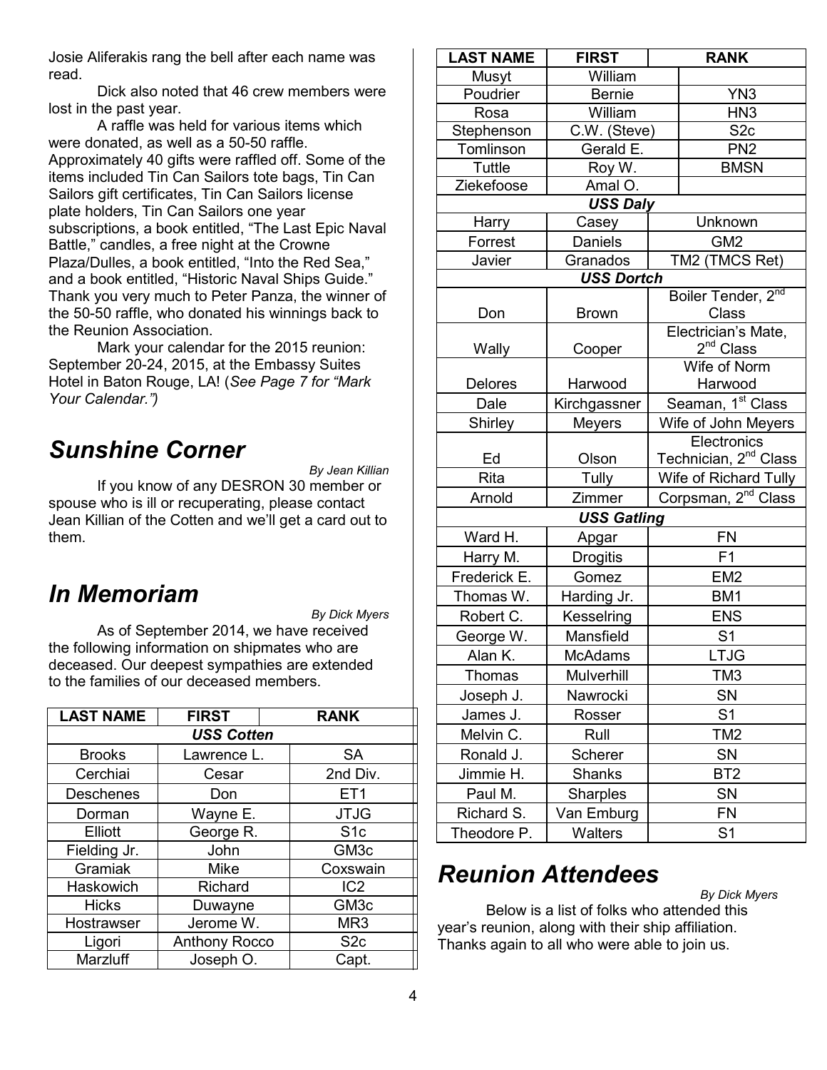Josie Aliferakis rang the bell after each name was read.

Dick also noted that 46 crew members were lost in the past year.

A raffle was held for various items which were donated, as well as a 50-50 raffle. Approximately 40 gifts were raffled off. Some of the items included Tin Can Sailors tote bags, Tin Can Sailors gift certificates, Tin Can Sailors license plate holders, Tin Can Sailors one year subscriptions, a book entitled, "The Last Epic Naval Battle," candles, a free night at the Crowne Plaza/Dulles, a book entitled, "Into the Red Sea," and a book entitled, "Historic Naval Ships Guide." Thank you very much to Peter Panza, the winner of the 50-50 raffle, who donated his winnings back to the Reunion Association.

Mark your calendar for the 2015 reunion: September 20-24, 2015, at the Embassy Suites Hotel in Baton Rouge, LA! (*See Page 7 for "Mark Your Calendar."*)

## Sunshine Corner

*By Jean Killian*

If you know of any DESRON 30 member or spouse who is ill or recuperating, please contact Jean Killian of the Cotten and we'll get a card out to them.

## In Memoriam

*By Dick Myers*

As of September 2014, we have received the following information on shipmates who are deceased. Our deepest sympathies are extended to the families of our deceased members.

| LAST NAME | FIRST | RANK |
|---|---|---|
| ***USS Cotten*** | | |
| Brooks | Lawrence L. | SA |
| Cerchiai | Cesar | 2nd Div. |
| Deschenes | Don | ET1 |
| Dorman | Wayne E. | JTJG |
| Elliott | George R. | S1c |
| Fielding Jr. | John | GM3c |
| Gramiak | Mike | Coxswain |
| Haskowich | Richard | IC2 |
| Hicks | Duwayne | GM3c |
| Hostrawser | Jerome W. | MR3 |
| Ligori | Anthony Rocco | S2c |
| Marzluff | Joseph O. | Capt. |
| Musyt | William | |
| Poudrier | Bernie | YN3 |
| Rosa | William | HN3 |
| Stephenson | C.W. (Steve) | S2c |
| Tomlinson | Gerald E. | PN2 |
| Tuttle | Roy W. | BMSN |
| Ziekefoose | Amal O. | |
| ***USS Daly*** | | |
| Harry | Casey | Unknown |
| Forrest | Daniels | GM2 |
| Javier | Granados | TM2 (TMCS Ret) |
| ***USS Dortch*** | | |
| Don | Brown | Boiler Tender, 2nd Class |
| Wally | Cooper | Electrician's Mate, 2nd Class |
| Delores | Harwood | Wife of Norm Harwood |
| Dale | Kirchgassner | Seaman, 1st Class |
| Shirley | Meyers | Wife of John Meyers |
| Ed | Olson | Electronics Technician, 2nd Class |
| Rita | Tully | Wife of Richard Tully |
| Arnold | Zimmer | Corpsman, 2nd Class |
| ***USS Gatling*** | | |
| Ward H. | Apgar | FN |
| Harry M. | Drogitis | F1 |
| Frederick E. | Gomez | EM2 |
| Thomas W. | Harding Jr. | BM1 |
| Robert C. | Kesselring | ENS |
| George W. | Mansfield | S1 |
| Alan K. | McAdams | LTJG |
| Thomas | Mulverhill | TM3 |
| Joseph J. | Nawrocki | SN |
| James J. | Rosser | S1 |
| Melvin C. | Rull | TM2 |
| Ronald J. | Scherer | SN |
| Jimmie H. | Shanks | BT2 |
| Paul M. | Sharples | SN |
| Richard S. | Van Emburg | FN |
| Theodore P. | Walters | S1 |

## Reunion Attendees

*By Dick Myers*

Below is a list of folks who attended this year's reunion, along with their ship affiliation. Thanks again to all who were able to join us.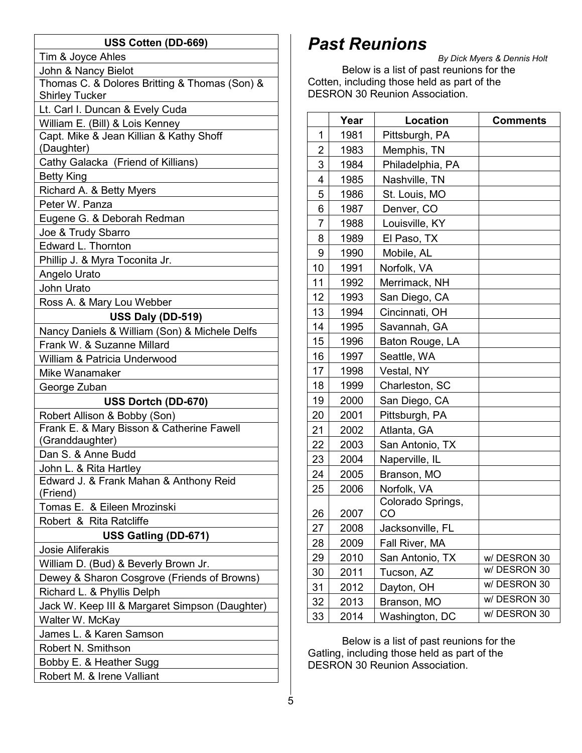| USS Cotten (DD-669) |
|---|
| Tim & Joyce Ahles |
| John & Nancy Bielot |
| Thomas C. & Dolores Britting & Thomas (Son) & Shirley Tucker |
| Lt. Carl I. Duncan & Evely Cuda |
| William E. (Bill) & Lois Kenney |
| Capt. Mike & Jean Killian & Kathy Shoff (Daughter) |
| Cathy Galacka (Friend of Killians) |
| Betty King |
| Richard A. & Betty Myers |
| Peter W. Panza |
| Eugene G. & Deborah Redman |
| Joe & Trudy Sbarro |
| Edward L. Thornton |
| Phillip J. & Myra Toconita Jr. |
| Angelo Urato |
| John Urato |
| Ross A. & Mary Lou Webber |
| **USS Daly (DD-519)** |
| Nancy Daniels & William (Son) & Michele Delfs |
| Frank W. & Suzanne Millard |
| William & Patricia Underwood |
| Mike Wanamaker |
| George Zuban |
| **USS Dortch (DD-670)** |
| Robert Allison & Bobby (Son) |
| Frank E. & Mary Bisson & Catherine Fawell (Granddaughter) |
| Dan S. & Anne Budd |
| John L. & Rita Hartley |
| Edward J. & Frank Mahan & Anthony Reid (Friend) |
| Tomas E. & Eileen Mrozinski |
| Robert & Rita Ratcliffe |
| **USS Gatling (DD-671)** |
| Josie Aliferakis |
| William D. (Bud) & Beverly Brown Jr. |
| Dewey & Sharon Cosgrove (Friends of Browns) |
| Richard L. & Phyllis Delph |
| Jack W. Keep III & Margaret Simpson (Daughter) |
| Walter W. McKay |
| James L. & Karen Samson |
| Robert N. Smithson |
| Bobby E. & Heather Sugg |
| Robert M. & Irene Valliant |

# *Past Reunions*

*By Dick Myers & Dennis Holt*

Below is a list of past reunions for the Cotten, including those held as part of the DESRON 30 Reunion Association.

| | Year | Location | Comments |
|---|---|---|---|
| 1 | 1981 | Pittsburgh, PA | |
| 2 | 1983 | Memphis, TN | |
| 3 | 1984 | Philadelphia, PA | |
| 4 | 1985 | Nashville, TN | |
| 5 | 1986 | St. Louis, MO | |
| 6 | 1987 | Denver, CO | |
| 7 | 1988 | Louisville, KY | |
| 8 | 1989 | El Paso, TX | |
| 9 | 1990 | Mobile, AL | |
| 10 | 1991 | Norfolk, VA | |
| 11 | 1992 | Merrimack, NH | |
| 12 | 1993 | San Diego, CA | |
| 13 | 1994 | Cincinnati, OH | |
| 14 | 1995 | Savannah, GA | |
| 15 | 1996 | Baton Rouge, LA | |
| 16 | 1997 | Seattle, WA | |
| 17 | 1998 | Vestal, NY | |
| 18 | 1999 | Charleston, SC | |
| 19 | 2000 | San Diego, CA | |
| 20 | 2001 | Pittsburgh, PA | |
| 21 | 2002 | Atlanta, GA | |
| 22 | 2003 | San Antonio, TX | |
| 23 | 2004 | Naperville, IL | |
| 24 | 2005 | Branson, MO | |
| 25 | 2006 | Norfolk, VA | |
| 26 | 2007 | Colorado Springs, CO | |
| 27 | 2008 | Jacksonville, FL | |
| 28 | 2009 | Fall River, MA | |
| 29 | 2010 | San Antonio, TX | w/ DESRON 30 |
| 30 | 2011 | Tucson, AZ | w/ DESRON 30 |
| 31 | 2012 | Dayton, OH | w/ DESRON 30 |
| 32 | 2013 | Branson, MO | w/ DESRON 30 |
| 33 | 2014 | Washington, DC | w/ DESRON 30 |

Below is a list of past reunions for the Gatling, including those held as part of the DESRON 30 Reunion Association.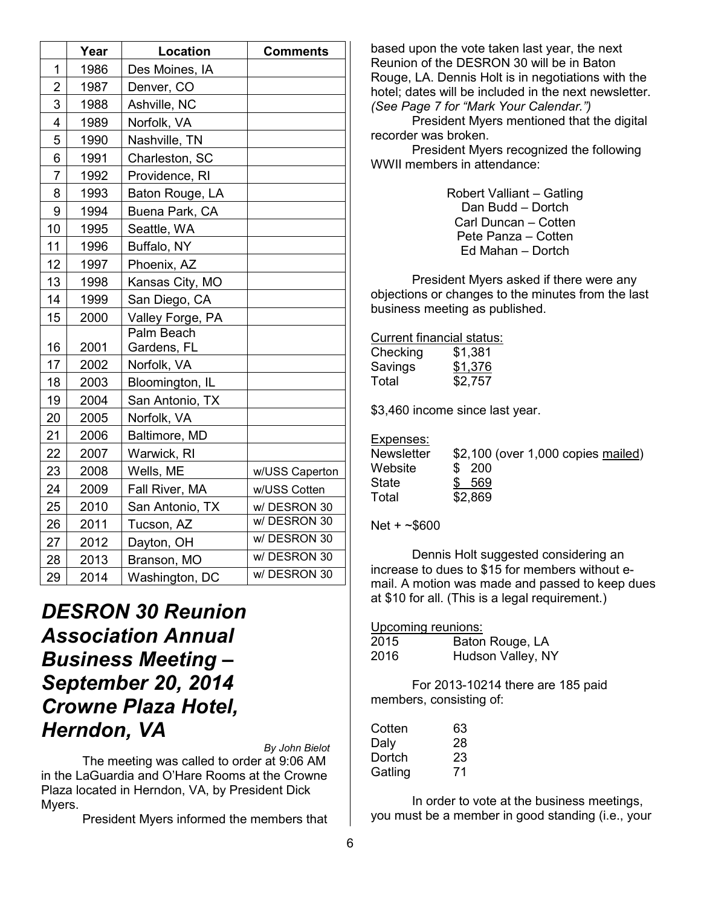| | Year | Location | Comments |
|---|---|---|---|
| 1 | 1986 | Des Moines, IA | |
| 2 | 1987 | Denver, CO | |
| 3 | 1988 | Ashville, NC | |
| 4 | 1989 | Norfolk, VA | |
| 5 | 1990 | Nashville, TN | |
| 6 | 1991 | Charleston, SC | |
| 7 | 1992 | Providence, RI | |
| 8 | 1993 | Baton Rouge, LA | |
| 9 | 1994 | Buena Park, CA | |
| 10 | 1995 | Seattle, WA | |
| 11 | 1996 | Buffalo, NY | |
| 12 | 1997 | Phoenix, AZ | |
| 13 | 1998 | Kansas City, MO | |
| 14 | 1999 | San Diego, CA | |
| 15 | 2000 | Valley Forge, PA | |
| 16 | 2001 | Palm Beach Gardens, FL | |
| 17 | 2002 | Norfolk, VA | |
| 18 | 2003 | Bloomington, IL | |
| 19 | 2004 | San Antonio, TX | |
| 20 | 2005 | Norfolk, VA | |
| 21 | 2006 | Baltimore, MD | |
| 22 | 2007 | Warwick, RI | |
| 23 | 2008 | Wells, ME | w/USS Caperton |
| 24 | 2009 | Fall River, MA | w/USS Cotten |
| 25 | 2010 | San Antonio, TX | w/ DESRON 30 |
| 26 | 2011 | Tucson, AZ | w/ DESRON 30 |
| 27 | 2012 | Dayton, OH | w/ DESRON 30 |
| 28 | 2013 | Branson, MO | w/ DESRON 30 |
| 29 | 2014 | Washington, DC | w/ DESRON 30 |

# *DESRON 30 Reunion Association Annual Business Meeting – September 20, 2014 Crowne Plaza Hotel, Herndon, VA*

*By John Bielot*

The meeting was called to order at 9:06 AM in the LaGuardia and O'Hare Rooms at the Crowne Plaza located in Herndon, VA, by President Dick Myers.

President Myers informed the members that based upon the vote taken last year, the next Reunion of the DESRON 30 will be in Baton Rouge, LA. Dennis Holt is in negotiations with the hotel; dates will be included in the next newsletter. *(See Page 7 for "Mark Your Calendar.")*

President Myers mentioned that the digital recorder was broken.

President Myers recognized the following WWII members in attendance:

Robert Valliant – Gatling
Dan Budd – Dortch
Carl Duncan – Cotten
Pete Panza – Cotten
Ed Mahan – Dortch

President Myers asked if there were any objections or changes to the minutes from the last business meeting as published.

Current financial status:

| | |
|---|---|
| Checking | $1,381 |
| Savings | $1,376 |
| Total | $2,757 |

$3,460 income since last year.

Expenses:

| | |
|---|---|
| Newsletter | $2,100 (over 1,000 copies mailed) |
| Website | $ 200 |
| State | $ 569 |
| Total | $2,869 |

Net + ~$600

Dennis Holt suggested considering an increase to dues to $15 for members without e-mail. A motion was made and passed to keep dues at $10 for all. (This is a legal requirement.)

Upcoming reunions:

| | |
|---|---|
| 2015 | Baton Rouge, LA |
| 2016 | Hudson Valley, NY |

For 2013-10214 there are 185 paid members, consisting of:

| | |
|---|---|
| Cotten | 63 |
| Daly | 28 |
| Dortch | 23 |
| Gatling | 71 |

In order to vote at the business meetings, you must be a member in good standing (i.e., your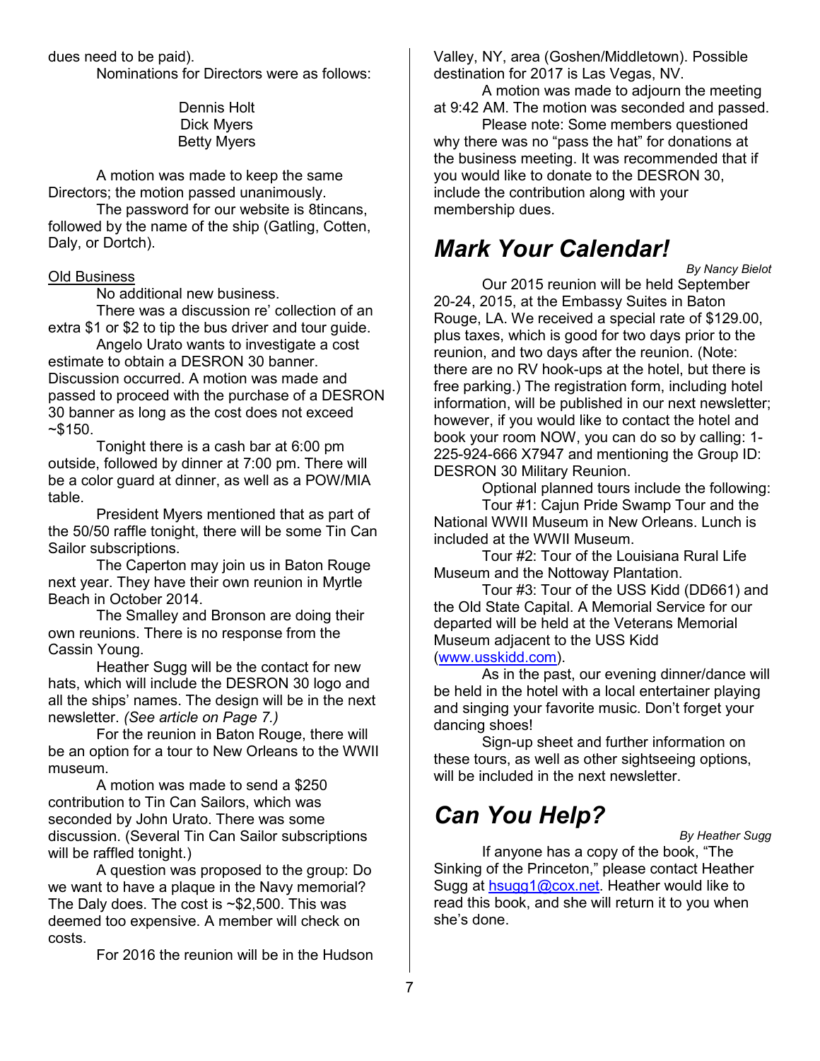dues need to be paid).

Nominations for Directors were as follows:

Dennis Holt
Dick Myers
Betty Myers

A motion was made to keep the same Directors; the motion passed unanimously.

The password for our website is 8tincans, followed by the name of the ship (Gatling, Cotten, Daly, or Dortch).

Old Business

No additional new business.

There was a discussion re' collection of an extra $1 or $2 to tip the bus driver and tour guide.

Angelo Urato wants to investigate a cost estimate to obtain a DESRON 30 banner. Discussion occurred. A motion was made and passed to proceed with the purchase of a DESRON 30 banner as long as the cost does not exceed ~$150.

Tonight there is a cash bar at 6:00 pm outside, followed by dinner at 7:00 pm. There will be a color guard at dinner, as well as a POW/MIA table.

President Myers mentioned that as part of the 50/50 raffle tonight, there will be some Tin Can Sailor subscriptions.

The Caperton may join us in Baton Rouge next year. They have their own reunion in Myrtle Beach in October 2014.

The Smalley and Bronson are doing their own reunions. There is no response from the Cassin Young.

Heather Sugg will be the contact for new hats, which will include the DESRON 30 logo and all the ships' names. The design will be in the next newsletter. *(See article on Page 7.)*

For the reunion in Baton Rouge, there will be an option for a tour to New Orleans to the WWII museum.

A motion was made to send a $250 contribution to Tin Can Sailors, which was seconded by John Urato. There was some discussion. (Several Tin Can Sailor subscriptions will be raffled tonight.)

A question was proposed to the group: Do we want to have a plaque in the Navy memorial? The Daly does. The cost is ~$2,500. This was deemed too expensive. A member will check on costs.

For 2016 the reunion will be in the Hudson Valley, NY, area (Goshen/Middletown). Possible destination for 2017 is Las Vegas, NV.

A motion was made to adjourn the meeting at 9:42 AM. The motion was seconded and passed.

Please note: Some members questioned why there was no "pass the hat" for donations at the business meeting. It was recommended that if you would like to donate to the DESRON 30, include the contribution along with your membership dues.

## *Mark Your Calendar!*

*By Nancy Bielot*

Our 2015 reunion will be held September 20-24, 2015, at the Embassy Suites in Baton Rouge, LA. We received a special rate of $129.00, plus taxes, which is good for two days prior to the reunion, and two days after the reunion. (Note: there are no RV hook-ups at the hotel, but there is free parking.) The registration form, including hotel information, will be published in our next newsletter; however, if you would like to contact the hotel and book your room NOW, you can do so by calling: 1-225-924-666 X7947 and mentioning the Group ID: DESRON 30 Military Reunion.

Optional planned tours include the following:

Tour #1: Cajun Pride Swamp Tour and the National WWII Museum in New Orleans. Lunch is included at the WWII Museum.

Tour #2: Tour of the Louisiana Rural Life Museum and the Nottoway Plantation.

Tour #3: Tour of the USS Kidd (DD661) and the Old State Capital. A Memorial Service for our departed will be held at the Veterans Memorial Museum adjacent to the USS Kidd (www.usskidd.com).

As in the past, our evening dinner/dance will be held in the hotel with a local entertainer playing and singing your favorite music. Don't forget your dancing shoes!

Sign-up sheet and further information on these tours, as well as other sightseeing options, will be included in the next newsletter.

## *Can You Help?*

*By Heather Sugg*

If anyone has a copy of the book, "The Sinking of the Princeton," please contact Heather Sugg at hsugg1@cox.net. Heather would like to read this book, and she will return it to you when she's done.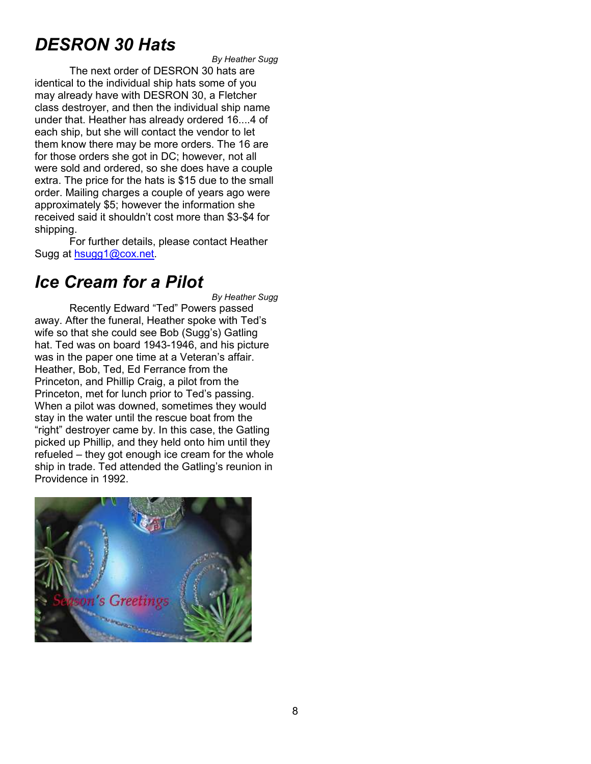## *DESRON 30 Hats*

*By Heather Sugg*

The next order of DESRON 30 hats are identical to the individual ship hats some of you may already have with DESRON 30, a Fletcher class destroyer, and then the individual ship name under that. Heather has already ordered 16....4 of each ship, but she will contact the vendor to let them know there may be more orders. The 16 are for those orders she got in DC; however, not all were sold and ordered, so she does have a couple extra. The price for the hats is $15 due to the small order. Mailing charges a couple of years ago were approximately $5; however the information she received said it shouldn't cost more than $3-$4 for shipping.

For further details, please contact Heather Sugg at hsugg1@cox.net.

## *Ice Cream for a Pilot*

*By Heather Sugg*

Recently Edward "Ted" Powers passed away. After the funeral, Heather spoke with Ted's wife so that she could see Bob (Sugg's) Gatling hat. Ted was on board 1943-1946, and his picture was in the paper one time at a Veteran's affair. Heather, Bob, Ted, Ed Ferrance from the Princeton, and Phillip Craig, a pilot from the Princeton, met for lunch prior to Ted's passing. When a pilot was downed, sometimes they would stay in the water until the rescue boat from the "right" destroyer came by. In this case, the Gatling picked up Phillip, and they held onto him until they refueled – they got enough ice cream for the whole ship in trade. Ted attended the Gatling's reunion in Providence in 1992.

Season's Greetings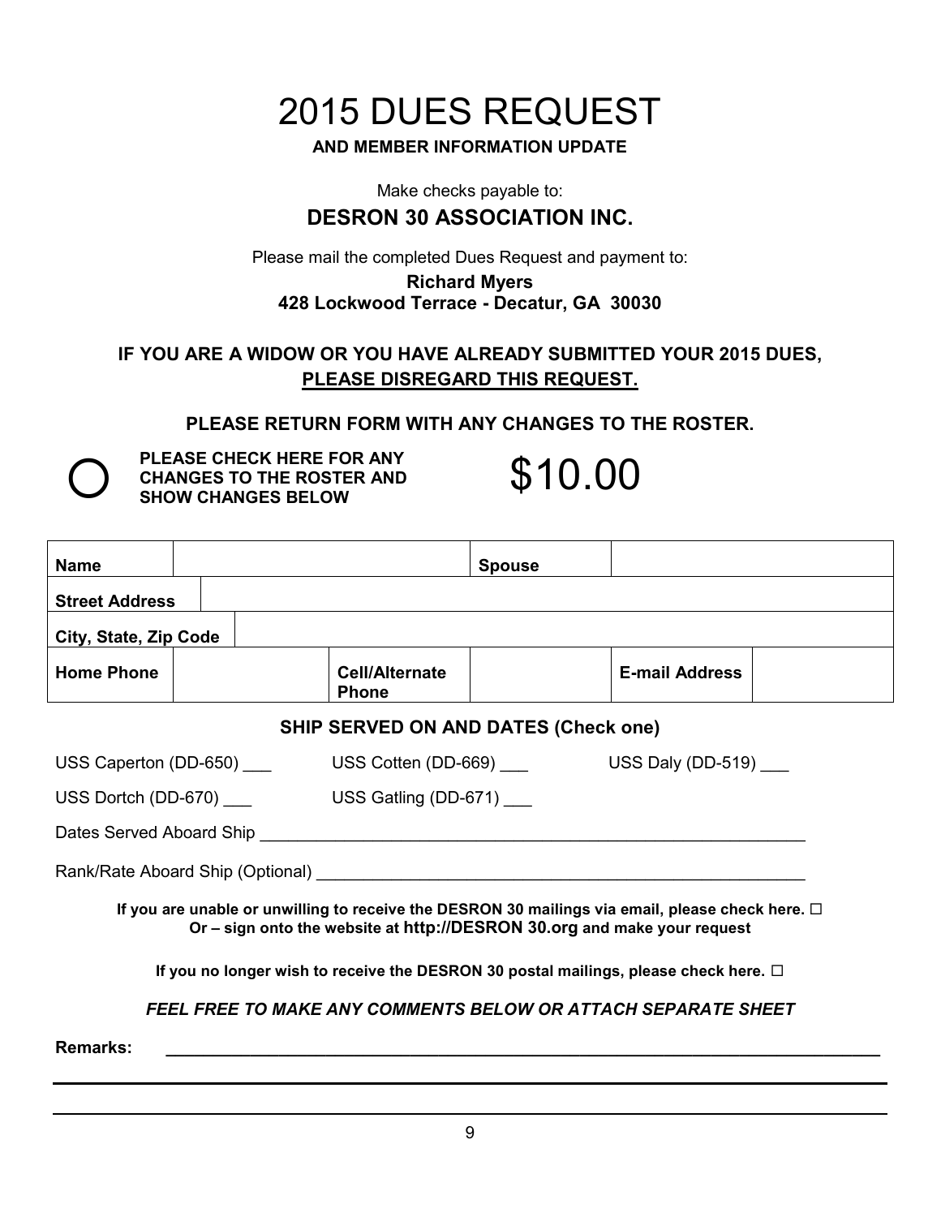# 2015 DUES REQUEST

**AND MEMBER INFORMATION UPDATE**

Make checks payable to:

## DESRON 30 ASSOCIATION INC.

Please mail the completed Dues Request and payment to:

**Richard Myers**
**428 Lockwood Terrace - Decatur, GA 30030**

### IF YOU ARE A WIDOW OR YOU HAVE ALREADY SUBMITTED YOUR 2015 DUES, PLEASE DISREGARD THIS REQUEST.

**PLEASE RETURN FORM WITH ANY CHANGES TO THE ROSTER.**

○ **PLEASE CHECK HERE FOR ANY CHANGES TO THE ROSTER AND SHOW CHANGES BELOW**

$10.00

| | | | | | |
|---|---|---|---|---|---|
| **Name** | | | **Spouse** | | |
| **Street Address** | | | | | |
| **City, State, Zip Code** | | | | | |
| **Home Phone** | | **Cell/Alternate Phone** | | **E-mail Address** | |

**SHIP SERVED ON AND DATES (Check one)**

USS Caperton (DD-650) ___ USS Cotten (DD-669) ___ USS Daly (DD-519) ___

USS Dortch (DD-670) ___ USS Gatling (DD-671) ___

Dates Served Aboard Ship ____________________________________________

Rank/Rate Aboard Ship (Optional) ____________________________________________

**If you are unable or unwilling to receive the DESRON 30 mailings via email, please check here. ☐**
**Or – sign onto the website at http://DESRON 30.org and make your request**

**If you no longer wish to receive the DESRON 30 postal mailings, please check here. ☐**

***FEEL FREE TO MAKE ANY COMMENTS BELOW OR ATTACH SEPARATE SHEET***

**Remarks:** ____________________________________________